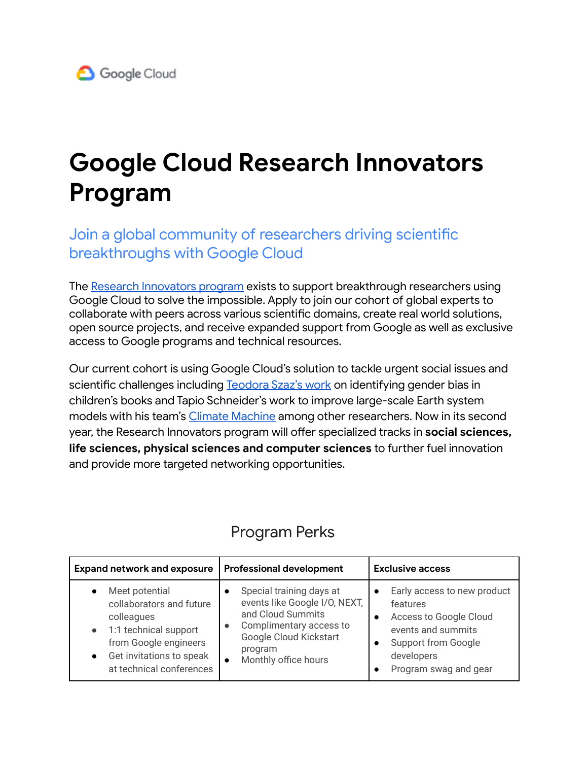Google Cloud

# Google Cloud Research Innovators Program

## Join a global community of researchers driving scientific breakthroughs with Google Cloud

The Research Innovators program exists to support breakthrough researchers using Google Cloud to solve the impossible. Apply to join our cohort of global experts to collaborate with peers across various scientific domains, create real world solutions, open source projects, and receive expanded support from Google as well as exclusive access to Google programs and technical resources.

Our current cohort is using Google Cloud's solution to tackle urgent social issues and scientific challenges including Teodora Szaz's work on identifying gender bias in children's books and Tapio Schneider's work to improve large-scale Earth system models with his team's Climate Machine among other researchers. Now in its second year, the Research Innovators program will offer specialized tracks in **social sciences, life sciences, physical sciences and computer sciences** to further fuel innovation and provide more targeted networking opportunities.

### Program Perks

| **Expand network and exposure** | **Professional development** | **Exclusive access** |
| --- | --- | --- |
| • Meet potential collaborators and future colleagues<br>• 1:1 technical support from Google engineers<br>• Get invitations to speak at technical conferences | • Special training days at events like Google I/O, NEXT, and Cloud Summits<br>• Complimentary access to Google Cloud Kickstart program<br>• Monthly office hours | • Early access to new product features<br>• Access to Google Cloud events and summits<br>• Support from Google developers<br>• Program swag and gear |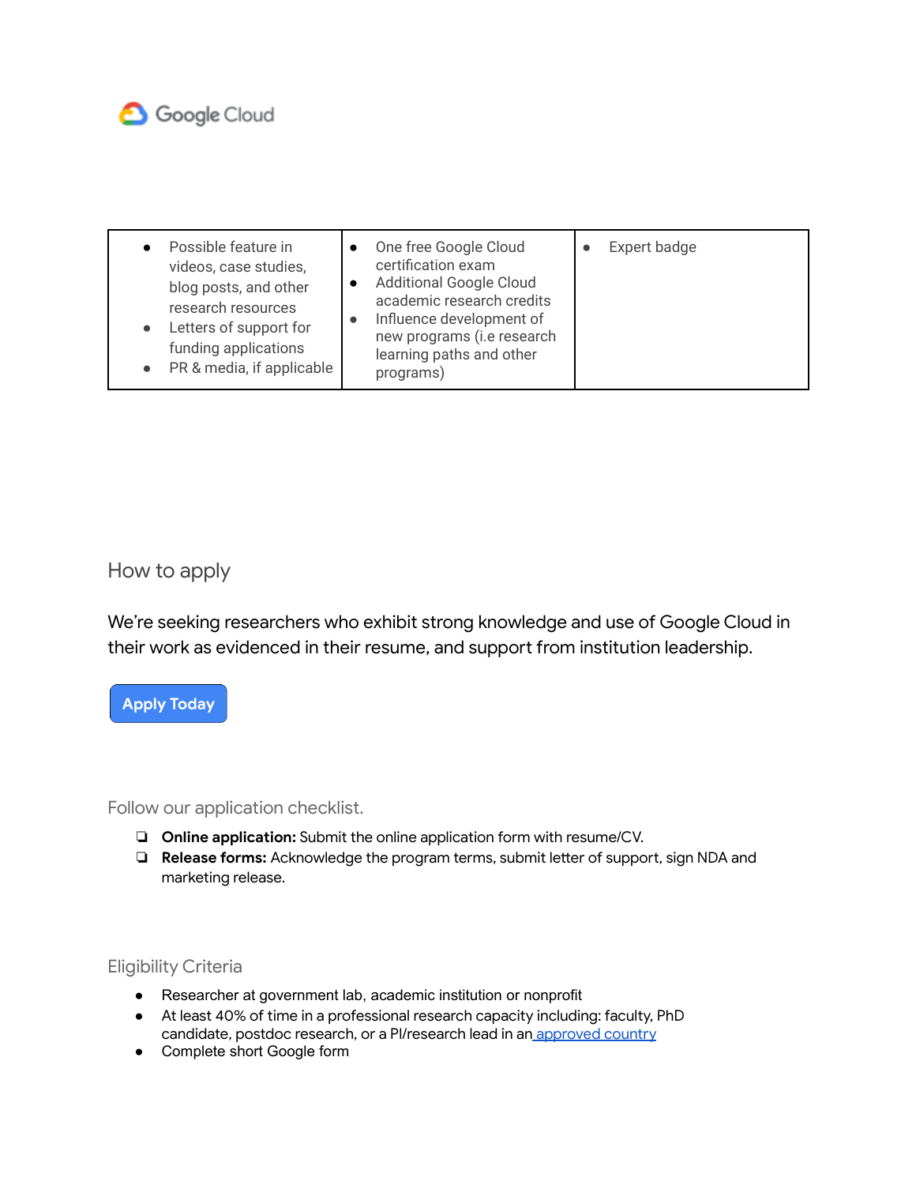| | | |
|---|---|---|
| • Possible feature in videos, case studies, blog posts, and other research resources<br>• Letters of support for funding applications<br>• PR & media, if applicable | • One free Google Cloud certification exam<br>• Additional Google Cloud academic research credits<br>• Influence development of new programs (i.e research learning paths and other programs) | • Expert badge |

## How to apply

We're seeking researchers who exhibit strong knowledge and use of Google Cloud in their work as evidenced in their resume, and support from institution leadership.

Apply Today

### Follow our application checklist.

- ❑ **Online application:** Submit the online application form with resume/CV.
- ❑ **Release forms:** Acknowledge the program terms, submit letter of support, sign NDA and marketing release.

### Eligibility Criteria

- Researcher at government lab, academic institution or nonprofit
- At least 40% of time in a professional research capacity including: faculty, PhD candidate, postdoc research, or a PI/research lead in an approved country
- Complete short Google form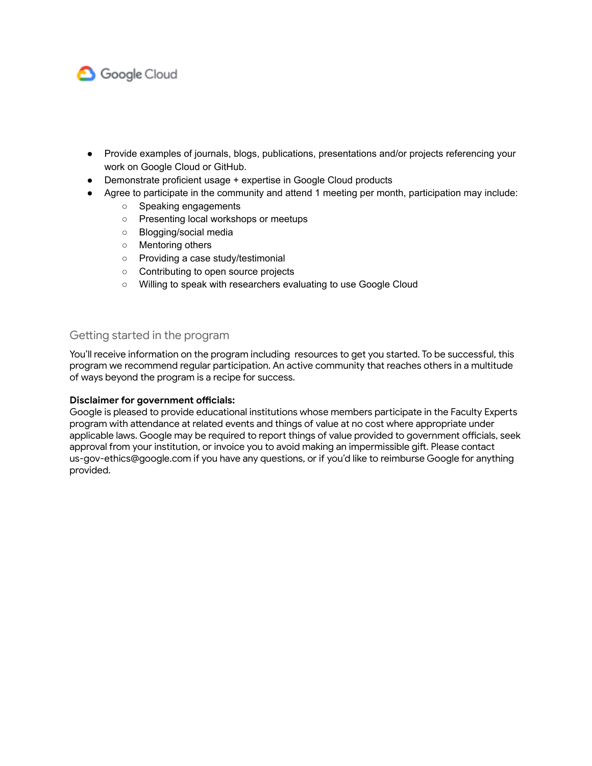- Provide examples of journals, blogs, publications, presentations and/or projects referencing your work on Google Cloud or GitHub.
- Demonstrate proficient usage + expertise in Google Cloud products
- Agree to participate in the community and attend 1 meeting per month, participation may include:
    - Speaking engagements
    - Presenting local workshops or meetups
    - Blogging/social media
    - Mentoring others
    - Providing a case study/testimonial
    - Contributing to open source projects
    - Willing to speak with researchers evaluating to use Google Cloud

## Getting started in the program

You'll receive information on the program including  resources to get you started. To be successful, this program we recommend regular participation. An active community that reaches others in a multitude of ways beyond the program is a recipe for success.

**Disclaimer for government officials:**
Google is pleased to provide educational institutions whose members participate in the Faculty Experts program with attendance at related events and things of value at no cost where appropriate under applicable laws. Google may be required to report things of value provided to government officials, seek approval from your institution, or invoice you to avoid making an impermissible gift. Please contact us-gov-ethics@google.com if you have any questions, or if you'd like to reimburse Google for anything provided.